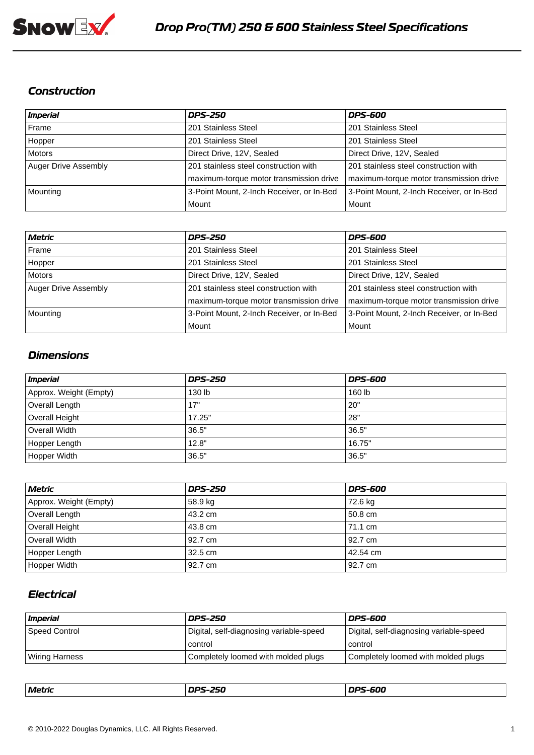# Drop Pro(TM) 250 & 600 Stainless Steel Specifications

## Construction

| Imperial | DPS-250 | DPS-600 |
| --- | --- | --- |
| Frame | 201 Stainless Steel | 201 Stainless Steel |
| Hopper | 201 Stainless Steel | 201 Stainless Steel |
| Motors | Direct Drive, 12V, Sealed | Direct Drive, 12V, Sealed |
| Auger Drive Assembly | 201 stainless steel construction with maximum-torque motor transmission drive | 201 stainless steel construction with maximum-torque motor transmission drive |
| Mounting | 3-Point Mount, 2-Inch Receiver, or In-Bed Mount | 3-Point Mount, 2-Inch Receiver, or In-Bed Mount |

| Metric | DPS-250 | DPS-600 |
| --- | --- | --- |
| Frame | 201 Stainless Steel | 201 Stainless Steel |
| Hopper | 201 Stainless Steel | 201 Stainless Steel |
| Motors | Direct Drive, 12V, Sealed | Direct Drive, 12V, Sealed |
| Auger Drive Assembly | 201 stainless steel construction with maximum-torque motor transmission drive | 201 stainless steel construction with maximum-torque motor transmission drive |
| Mounting | 3-Point Mount, 2-Inch Receiver, or In-Bed Mount | 3-Point Mount, 2-Inch Receiver, or In-Bed Mount |

## Dimensions

| Imperial | DPS-250 | DPS-600 |
| --- | --- | --- |
| Approx. Weight (Empty) | 130 lb | 160 lb |
| Overall Length | 17" | 20" |
| Overall Height | 17.25" | 28" |
| Overall Width | 36.5" | 36.5" |
| Hopper Length | 12.8" | 16.75" |
| Hopper Width | 36.5" | 36.5" |

| Metric | DPS-250 | DPS-600 |
| --- | --- | --- |
| Approx. Weight (Empty) | 58.9 kg | 72.6 kg |
| Overall Length | 43.2 cm | 50.8 cm |
| Overall Height | 43.8 cm | 71.1 cm |
| Overall Width | 92.7 cm | 92.7 cm |
| Hopper Length | 32.5 cm | 42.54 cm |
| Hopper Width | 92.7 cm | 92.7 cm |

## Electrical

| Imperial | DPS-250 | DPS-600 |
| --- | --- | --- |
| Speed Control | Digital, self-diagnosing variable-speed control | Digital, self-diagnosing variable-speed control |
| Wiring Harness | Completely loomed with molded plugs | Completely loomed with molded plugs |

| Metric | DPS-250 | DPS-600 |
| --- | --- | --- |

© 2010-2022 Douglas Dynamics, LLC. All Rights Reserved.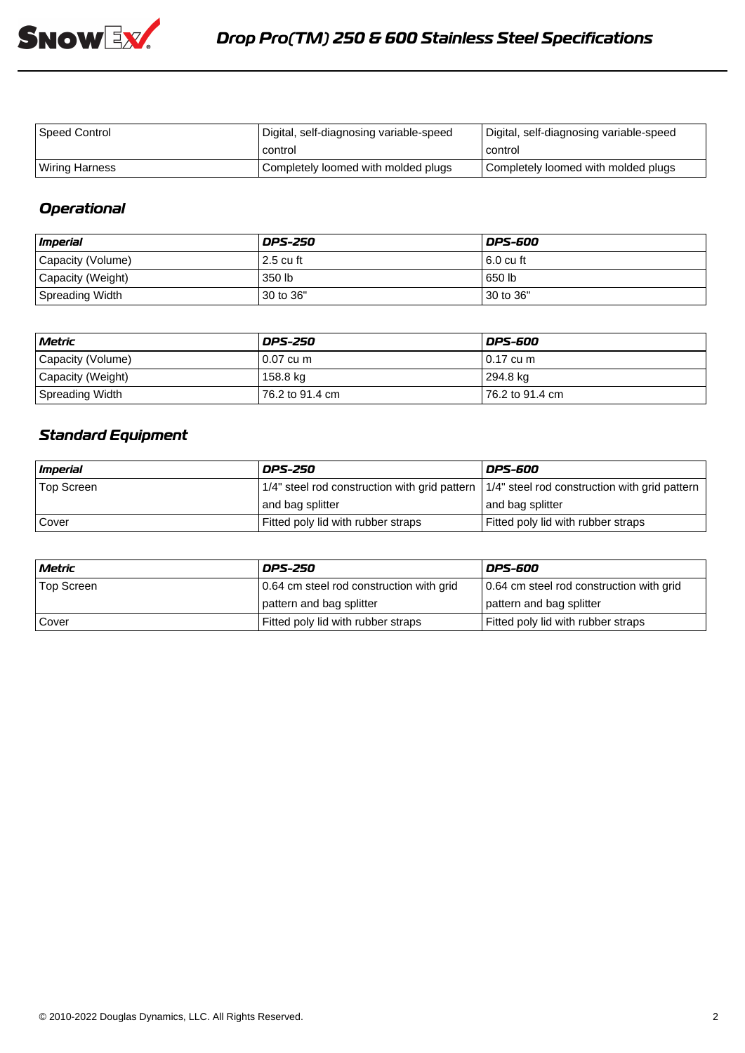| | | |
|---|---|---|
| Speed Control | Digital, self-diagnosing variable-speed control | Digital, self-diagnosing variable-speed control |
| Wiring Harness | Completely loomed with molded plugs | Completely loomed with molded plugs |

## Operational

| *Imperial* | *DPS-250* | *DPS-600* |
|---|---|---|
| Capacity (Volume) | 2.5 cu ft | 6.0 cu ft |
| Capacity (Weight) | 350 lb | 650 lb |
| Spreading Width | 30 to 36" | 30 to 36" |

| *Metric* | *DPS-250* | *DPS-600* |
|---|---|---|
| Capacity (Volume) | 0.07 cu m | 0.17 cu m |
| Capacity (Weight) | 158.8 kg | 294.8 kg |
| Spreading Width | 76.2 to 91.4 cm | 76.2 to 91.4 cm |

## Standard Equipment

| *Imperial* | *DPS-250* | *DPS-600* |
|---|---|---|
| Top Screen | 1/4" steel rod construction with grid pattern and bag splitter | 1/4" steel rod construction with grid pattern and bag splitter |
| Cover | Fitted poly lid with rubber straps | Fitted poly lid with rubber straps |

| *Metric* | *DPS-250* | *DPS-600* |
|---|---|---|
| Top Screen | 0.64 cm steel rod construction with grid pattern and bag splitter | 0.64 cm steel rod construction with grid pattern and bag splitter |
| Cover | Fitted poly lid with rubber straps | Fitted poly lid with rubber straps |